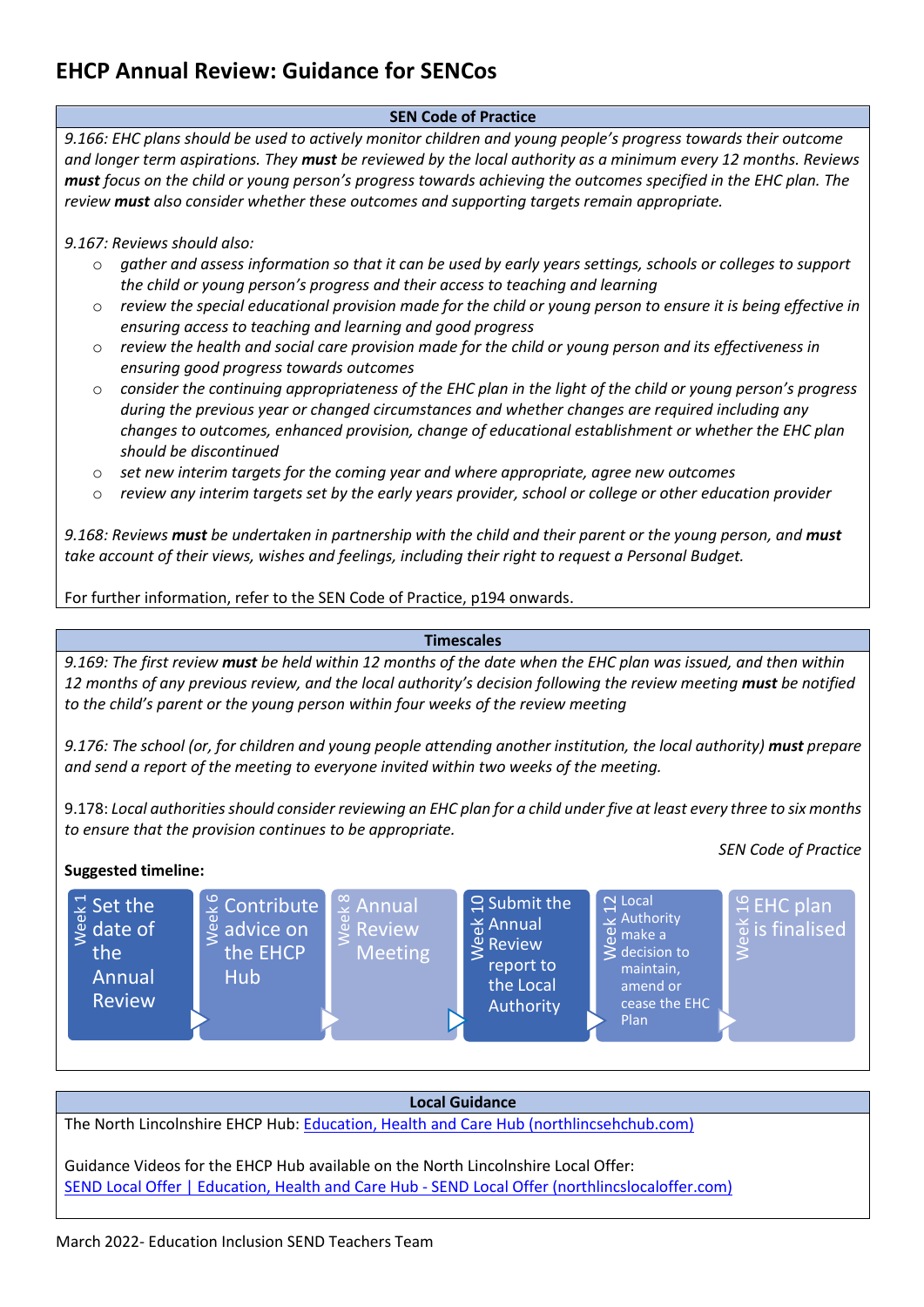# EHCP Annual Review: Guidance for SENCos

## SEN Code of Practice

*9.166: EHC plans should be used to actively monitor children and young people's progress towards their outcome and longer term aspirations. They **must** be reviewed by the local authority as a minimum every 12 months. Reviews **must** focus on the child or young person's progress towards achieving the outcomes specified in the EHC plan. The review **must** also consider whether these outcomes and supporting targets remain appropriate.*

*9.167: Reviews should also:*

- *gather and assess information so that it can be used by early years settings, schools or colleges to support the child or young person's progress and their access to teaching and learning*
- *review the special educational provision made for the child or young person to ensure it is being effective in ensuring access to teaching and learning and good progress*
- *review the health and social care provision made for the child or young person and its effectiveness in ensuring good progress towards outcomes*
- *consider the continuing appropriateness of the EHC plan in the light of the child or young person's progress during the previous year or changed circumstances and whether changes are required including any changes to outcomes, enhanced provision, change of educational establishment or whether the EHC plan should be discontinued*
- *set new interim targets for the coming year and where appropriate, agree new outcomes*
- *review any interim targets set by the early years provider, school or college or other education provider*

*9.168: Reviews **must** be undertaken in partnership with the child and their parent or the young person, and **must** take account of their views, wishes and feelings, including their right to request a Personal Budget.*

For further information, refer to the SEN Code of Practice, p194 onwards.

## Timescales

*9.169: The first review **must** be held within 12 months of the date when the EHC plan was issued, and then within 12 months of any previous review, and the local authority's decision following the review meeting **must** be notified to the child's parent or the young person within four weeks of the review meeting*

*9.176: The school (or, for children and young people attending another institution, the local authority) **must** prepare and send a report of the meeting to everyone invited within two weeks of the meeting.*

9.178: *Local authorities should consider reviewing an EHC plan for a child under five at least every three to six months to ensure that the provision continues to be appropriate.*

*SEN Code of Practice*

**Suggested timeline:**

| Week 1 | Week 6 | Week 8 | Week 10 | Week 12 | Week 16 |
|---|---|---|---|---|---|
| Set the date of the Annual Review | Contribute advice on the EHCP Hub | Annual Review Meeting | Submit the Annual Review report to the Local Authority | Local Authority make a decision to maintain, amend or cease the EHC Plan | EHC plan is finalised |

## Local Guidance

The North Lincolnshire EHCP Hub: [Education, Health and Care Hub (northlincsehchub.com)](northlincsehchub.com)

Guidance Videos for the EHCP Hub available on the North Lincolnshire Local Offer:
[SEND Local Offer | Education, Health and Care Hub - SEND Local Offer (northlincslocaloffer.com)](northlincslocaloffer.com)

March 2022- Education Inclusion SEND Teachers Team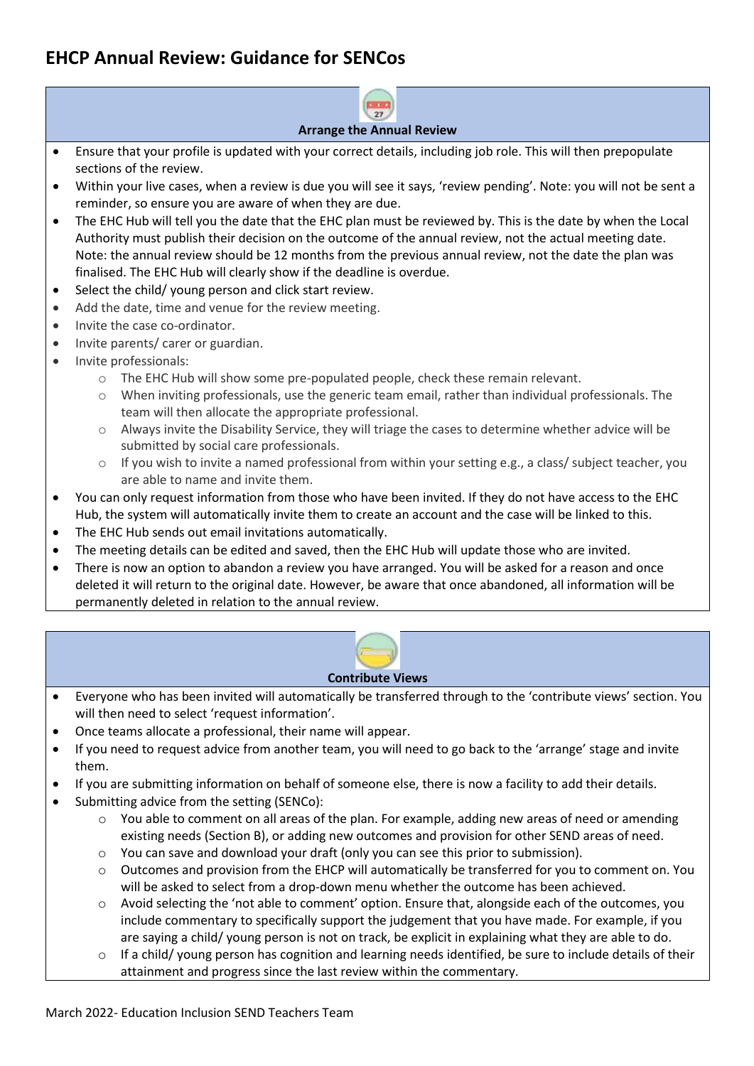# EHCP Annual Review: Guidance for SENCos

## Arrange the Annual Review

- Ensure that your profile is updated with your correct details, including job role. This will then prepopulate sections of the review.
- Within your live cases, when a review is due you will see it says, 'review pending'. Note: you will not be sent a reminder, so ensure you are aware of when they are due.
- The EHC Hub will tell you the date that the EHC plan must be reviewed by. This is the date by when the Local Authority must publish their decision on the outcome of the annual review, not the actual meeting date. Note: the annual review should be 12 months from the previous annual review, not the date the plan was finalised. The EHC Hub will clearly show if the deadline is overdue.
- Select the child/ young person and click start review.
- Add the date, time and venue for the review meeting.
- Invite the case co-ordinator.
- Invite parents/ carer or guardian.
- Invite professionals:
    - The EHC Hub will show some pre-populated people, check these remain relevant.
    - When inviting professionals, use the generic team email, rather than individual professionals. The team will then allocate the appropriate professional.
    - Always invite the Disability Service, they will triage the cases to determine whether advice will be submitted by social care professionals.
    - If you wish to invite a named professional from within your setting e.g., a class/ subject teacher, you are able to name and invite them.
- You can only request information from those who have been invited. If they do not have access to the EHC Hub, the system will automatically invite them to create an account and the case will be linked to this.
- The EHC Hub sends out email invitations automatically.
- The meeting details can be edited and saved, then the EHC Hub will update those who are invited.
- There is now an option to abandon a review you have arranged. You will be asked for a reason and once deleted it will return to the original date. However, be aware that once abandoned, all information will be permanently deleted in relation to the annual review.

## Contribute Views

- Everyone who has been invited will automatically be transferred through to the 'contribute views' section. You will then need to select 'request information'.
- Once teams allocate a professional, their name will appear.
- If you need to request advice from another team, you will need to go back to the 'arrange' stage and invite them.
- If you are submitting information on behalf of someone else, there is now a facility to add their details.
- Submitting advice from the setting (SENCo):
    - You able to comment on all areas of the plan. For example, adding new areas of need or amending existing needs (Section B), or adding new outcomes and provision for other SEND areas of need.
    - You can save and download your draft (only you can see this prior to submission).
    - Outcomes and provision from the EHCP will automatically be transferred for you to comment on. You will be asked to select from a drop-down menu whether the outcome has been achieved.
    - Avoid selecting the 'not able to comment' option. Ensure that, alongside each of the outcomes, you include commentary to specifically support the judgement that you have made. For example, if you are saying a child/ young person is not on track, be explicit in explaining what they are able to do.
    - If a child/ young person has cognition and learning needs identified, be sure to include details of their attainment and progress since the last review within the commentary.

March 2022- Education Inclusion SEND Teachers Team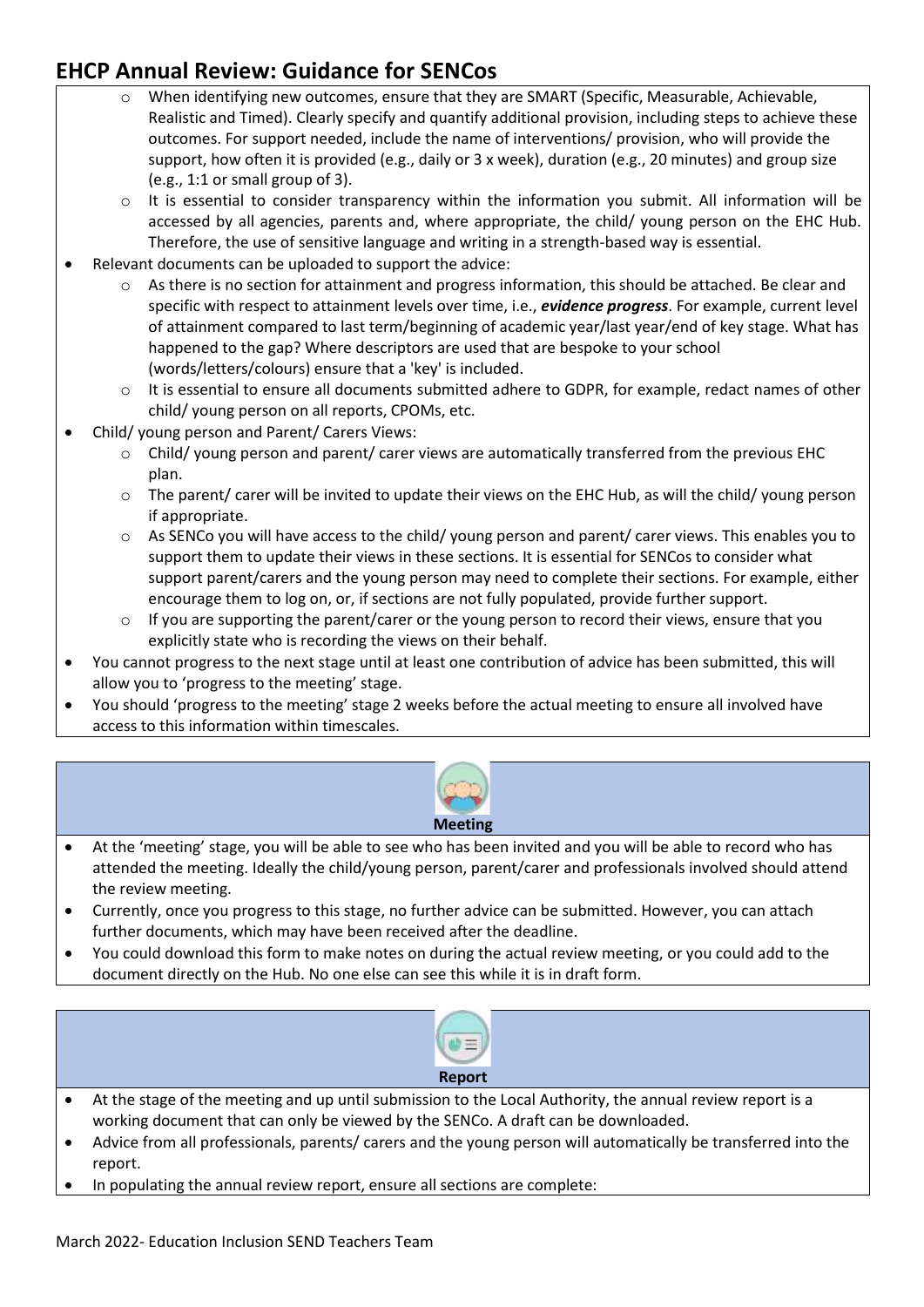## EHCP Annual Review: Guidance for SENCos

- When identifying new outcomes, ensure that they are SMART (Specific, Measurable, Achievable, Realistic and Timed). Clearly specify and quantify additional provision, including steps to achieve these outcomes. For support needed, include the name of interventions/ provision, who will provide the support, how often it is provided (e.g., daily or 3 x week), duration (e.g., 20 minutes) and group size (e.g., 1:1 or small group of 3).
    - It is essential to consider transparency within the information you submit. All information will be accessed by all agencies, parents and, where appropriate, the child/ young person on the EHC Hub. Therefore, the use of sensitive language and writing in a strength-based way is essential.
- Relevant documents can be uploaded to support the advice:
    - As there is no section for attainment and progress information, this should be attached. Be clear and specific with respect to attainment levels over time, i.e., ***evidence progress***. For example, current level of attainment compared to last term/beginning of academic year/last year/end of key stage. What has happened to the gap? Where descriptors are used that are bespoke to your school (words/letters/colours) ensure that a 'key' is included.
    - It is essential to ensure all documents submitted adhere to GDPR, for example, redact names of other child/ young person on all reports, CPOMs, etc.
- Child/ young person and Parent/ Carers Views:
    - Child/ young person and parent/ carer views are automatically transferred from the previous EHC plan.
    - The parent/ carer will be invited to update their views on the EHC Hub, as will the child/ young person if appropriate.
    - As SENCo you will have access to the child/ young person and parent/ carer views. This enables you to support them to update their views in these sections. It is essential for SENCos to consider what support parent/carers and the young person may need to complete their sections. For example, either encourage them to log on, or, if sections are not fully populated, provide further support.
    - If you are supporting the parent/carer or the young person to record their views, ensure that you explicitly state who is recording the views on their behalf.
- You cannot progress to the next stage until at least one contribution of advice has been submitted, this will allow you to 'progress to the meeting' stage.
- You should 'progress to the meeting' stage 2 weeks before the actual meeting to ensure all involved have access to this information within timescales.

### Meeting

- At the 'meeting' stage, you will be able to see who has been invited and you will be able to record who has attended the meeting. Ideally the child/young person, parent/carer and professionals involved should attend the review meeting.
- Currently, once you progress to this stage, no further advice can be submitted. However, you can attach further documents, which may have been received after the deadline.
- You could download this form to make notes on during the actual review meeting, or you could add to the document directly on the Hub. No one else can see this while it is in draft form.

### Report

- At the stage of the meeting and up until submission to the Local Authority, the annual review report is a working document that can only be viewed by the SENCo. A draft can be downloaded.
- Advice from all professionals, parents/ carers and the young person will automatically be transferred into the report.
- In populating the annual review report, ensure all sections are complete: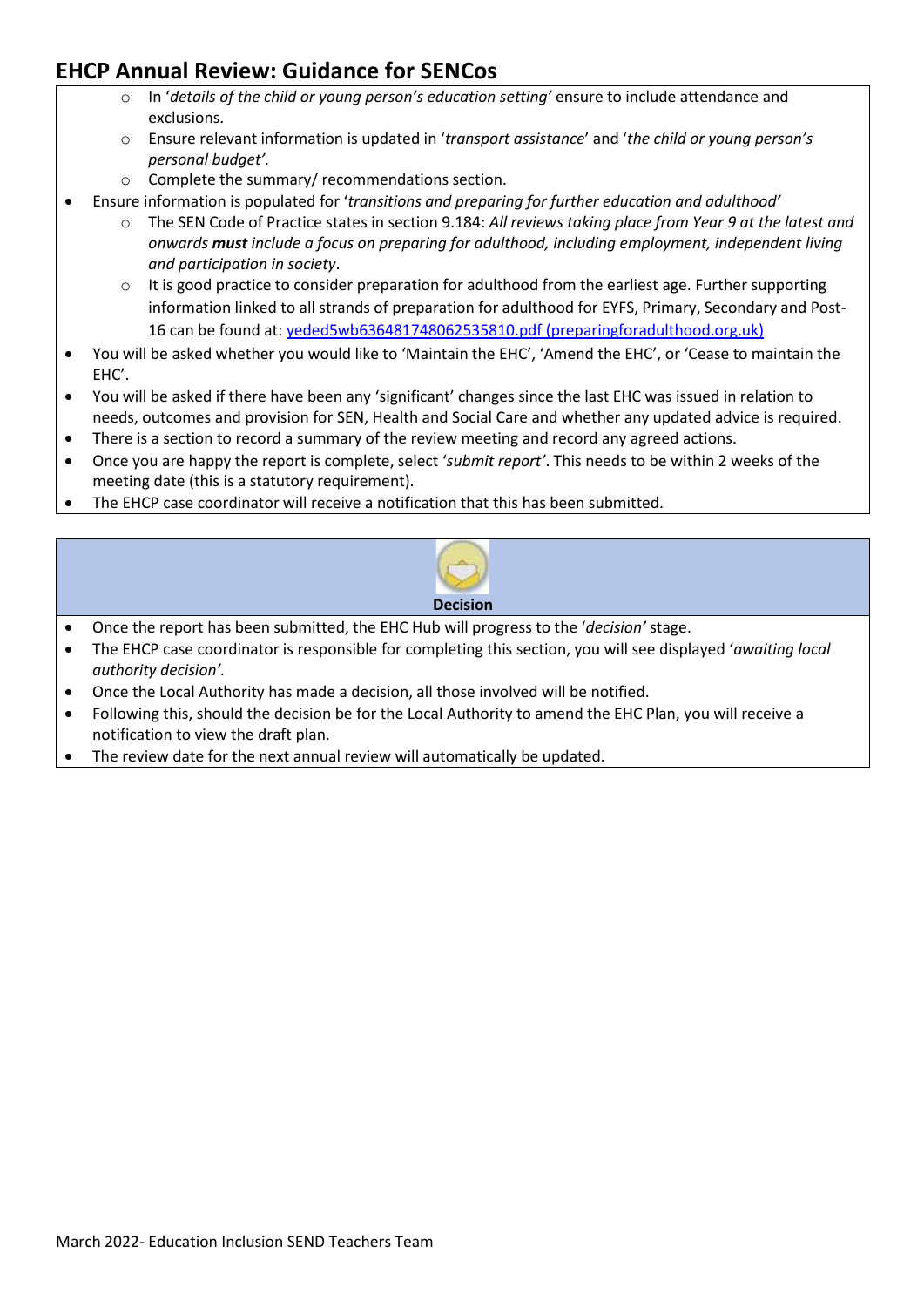# EHCP Annual Review: Guidance for SENCos

- In '*details of the child or young person's education setting'* ensure to include attendance and exclusions.
- Ensure relevant information is updated in '*transport assistance*' and '*the child or young person's personal budget'*.
- Complete the summary/ recommendations section.

- Ensure information is populated for '*transitions and preparing for further education and adulthood'*
  - The SEN Code of Practice states in section 9.184: *All reviews taking place from Year 9 at the latest and onwards **must** include a focus on preparing for adulthood, including employment, independent living and participation in society*.
  - It is good practice to consider preparation for adulthood from the earliest age. Further supporting information linked to all strands of preparation for adulthood for EYFS, Primary, Secondary and Post-16 can be found at: [yeded5wb636481748062535810.pdf (preparingforadulthood.org.uk)]
- You will be asked whether you would like to 'Maintain the EHC', 'Amend the EHC', or 'Cease to maintain the EHC'.
- You will be asked if there have been any 'significant' changes since the last EHC was issued in relation to needs, outcomes and provision for SEN, Health and Social Care and whether any updated advice is required.
- There is a section to record a summary of the review meeting and record any agreed actions.
- Once you are happy the report is complete, select '*submit report'*. This needs to be within 2 weeks of the meeting date (this is a statutory requirement).
- The EHCP case coordinator will receive a notification that this has been submitted.

**Decision**

- Once the report has been submitted, the EHC Hub will progress to the '*decision'* stage.
- The EHCP case coordinator is responsible for completing this section, you will see displayed '*awaiting local authority decision'*.
- Once the Local Authority has made a decision, all those involved will be notified.
- Following this, should the decision be for the Local Authority to amend the EHC Plan, you will receive a notification to view the draft plan.
- The review date for the next annual review will automatically be updated.

March 2022- Education Inclusion SEND Teachers Team